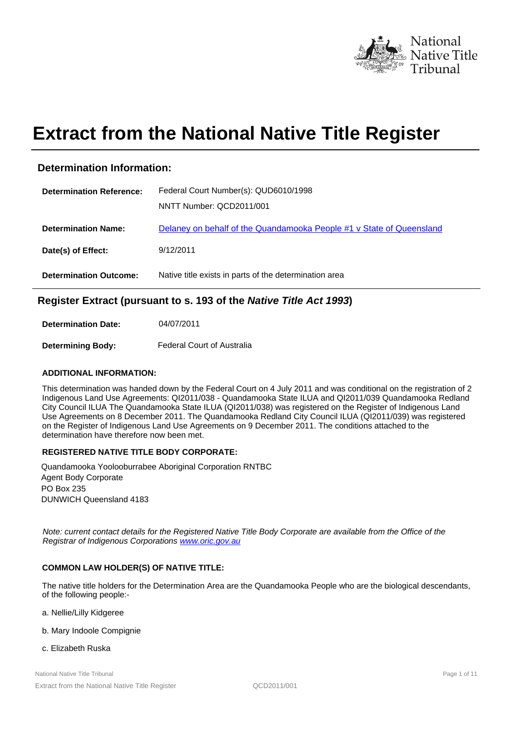National Native Title Tribunal

# Extract from the National Native Title Register

## Determination Information:

| | |
|---|---|
| **Determination Reference:** | Federal Court Number(s): QUD6010/1998<br>NNTT Number: QCD2011/001 |
| **Determination Name:** | Delaney on behalf of the Quandamooka People #1 v State of Queensland |
| **Date(s) of Effect:** | 9/12/2011 |
| **Determination Outcome:** | Native title exists in parts of the determination area |

## Register Extract (pursuant to s. 193 of the *Native Title Act 1993*)

| | |
|---|---|
| **Determination Date:** | 04/07/2011 |
| **Determining Body:** | Federal Court of Australia |

### ADDITIONAL INFORMATION:

This determination was handed down by the Federal Court on 4 July 2011 and was conditional on the registration of 2 Indigenous Land Use Agreements: QI2011/038 - Quandamooka State ILUA and QI2011/039 Quandamooka Redland City Council ILUA The Quandamooka State ILUA (QI2011/038) was registered on the Register of Indigenous Land Use Agreements on 8 December 2011. The Quandamooka Redland City Council ILUA (QI2011/039) was registered on the Register of Indigenous Land Use Agreements on 9 December 2011. The conditions attached to the determination have therefore now been met.

### REGISTERED NATIVE TITLE BODY CORPORATE:

Quandamooka Yoolooburrabee Aboriginal Corporation RNTBC
Agent Body Corporate
PO Box 235
DUNWICH Queensland 4183

*Note: current contact details for the Registered Native Title Body Corporate are available from the Office of the Registrar of Indigenous Corporations www.oric.gov.au*

### COMMON LAW HOLDER(S) OF NATIVE TITLE:

The native title holders for the Determination Area are the Quandamooka People who are the biological descendants, of the following people:-

a. Nellie/Lilly Kidgeree

b. Mary Indoole Compignie

c. Elizabeth Ruska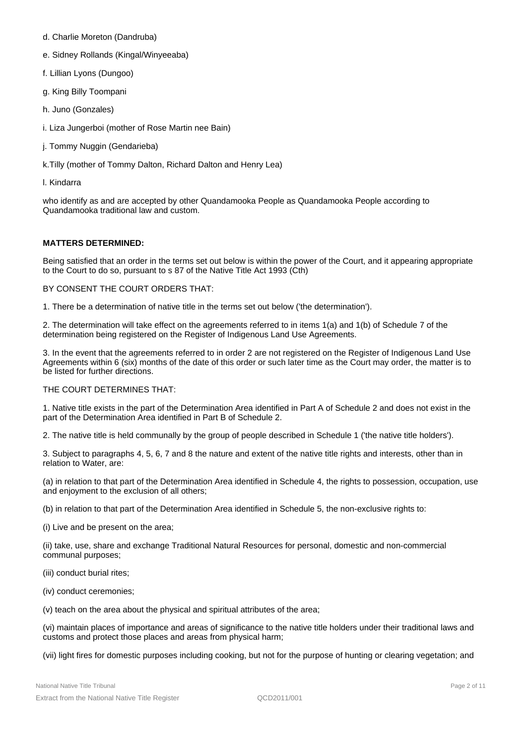d. Charlie Moreton (Dandruba)

e. Sidney Rollands (Kingal/Winyeeaba)

f. Lillian Lyons (Dungoo)

g. King Billy Toompani

h. Juno (Gonzales)

i. Liza Jungerboi (mother of Rose Martin nee Bain)

j. Tommy Nuggin (Gendarieba)

k.Tilly (mother of Tommy Dalton, Richard Dalton and Henry Lea)

l. Kindarra

who identify as and are accepted by other Quandamooka People as Quandamooka People according to Quandamooka traditional law and custom.

**MATTERS DETERMINED:**

Being satisfied that an order in the terms set out below is within the power of the Court, and it appearing appropriate to the Court to do so, pursuant to s 87 of the Native Title Act 1993 (Cth)

BY CONSENT THE COURT ORDERS THAT:

1. There be a determination of native title in the terms set out below ('the determination').

2. The determination will take effect on the agreements referred to in items 1(a) and 1(b) of Schedule 7 of the determination being registered on the Register of Indigenous Land Use Agreements.

3. In the event that the agreements referred to in order 2 are not registered on the Register of Indigenous Land Use Agreements within 6 (six) months of the date of this order or such later time as the Court may order, the matter is to be listed for further directions.

THE COURT DETERMINES THAT:

1. Native title exists in the part of the Determination Area identified in Part A of Schedule 2 and does not exist in the part of the Determination Area identified in Part B of Schedule 2.

2. The native title is held communally by the group of people described in Schedule 1 ('the native title holders').

3. Subject to paragraphs 4, 5, 6, 7 and 8 the nature and extent of the native title rights and interests, other than in relation to Water, are:

(a) in relation to that part of the Determination Area identified in Schedule 4, the rights to possession, occupation, use and enjoyment to the exclusion of all others;

(b) in relation to that part of the Determination Area identified in Schedule 5, the non-exclusive rights to:

(i) Live and be present on the area;

(ii) take, use, share and exchange Traditional Natural Resources for personal, domestic and non-commercial communal purposes;

(iii) conduct burial rites;

(iv) conduct ceremonies;

(v) teach on the area about the physical and spiritual attributes of the area;

(vi) maintain places of importance and areas of significance to the native title holders under their traditional laws and customs and protect those places and areas from physical harm;

(vii) light fires for domestic purposes including cooking, but not for the purpose of hunting or clearing vegetation; and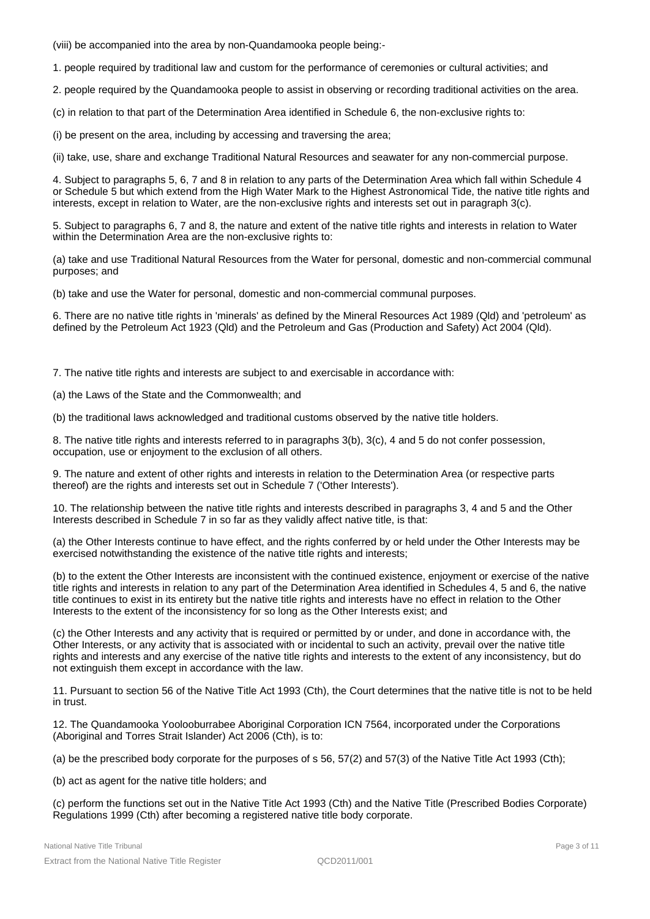(viii) be accompanied into the area by non-Quandamooka people being:-

1. people required by traditional law and custom for the performance of ceremonies or cultural activities; and

2. people required by the Quandamooka people to assist in observing or recording traditional activities on the area.

(c) in relation to that part of the Determination Area identified in Schedule 6, the non-exclusive rights to:

(i) be present on the area, including by accessing and traversing the area;

(ii) take, use, share and exchange Traditional Natural Resources and seawater for any non-commercial purpose.

4. Subject to paragraphs 5, 6, 7 and 8 in relation to any parts of the Determination Area which fall within Schedule 4 or Schedule 5 but which extend from the High Water Mark to the Highest Astronomical Tide, the native title rights and interests, except in relation to Water, are the non-exclusive rights and interests set out in paragraph 3(c).

5. Subject to paragraphs 6, 7 and 8, the nature and extent of the native title rights and interests in relation to Water within the Determination Area are the non-exclusive rights to:

(a) take and use Traditional Natural Resources from the Water for personal, domestic and non-commercial communal purposes; and

(b) take and use the Water for personal, domestic and non-commercial communal purposes.

6. There are no native title rights in 'minerals' as defined by the Mineral Resources Act 1989 (Qld) and 'petroleum' as defined by the Petroleum Act 1923 (Qld) and the Petroleum and Gas (Production and Safety) Act 2004 (Qld).

7. The native title rights and interests are subject to and exercisable in accordance with:

(a) the Laws of the State and the Commonwealth; and

(b) the traditional laws acknowledged and traditional customs observed by the native title holders.

8. The native title rights and interests referred to in paragraphs 3(b), 3(c), 4 and 5 do not confer possession, occupation, use or enjoyment to the exclusion of all others.

9. The nature and extent of other rights and interests in relation to the Determination Area (or respective parts thereof) are the rights and interests set out in Schedule 7 ('Other Interests').

10. The relationship between the native title rights and interests described in paragraphs 3, 4 and 5 and the Other Interests described in Schedule 7 in so far as they validly affect native title, is that:

(a) the Other Interests continue to have effect, and the rights conferred by or held under the Other Interests may be exercised notwithstanding the existence of the native title rights and interests;

(b) to the extent the Other Interests are inconsistent with the continued existence, enjoyment or exercise of the native title rights and interests in relation to any part of the Determination Area identified in Schedules 4, 5 and 6, the native title continues to exist in its entirety but the native title rights and interests have no effect in relation to the Other Interests to the extent of the inconsistency for so long as the Other Interests exist; and

(c) the Other Interests and any activity that is required or permitted by or under, and done in accordance with, the Other Interests, or any activity that is associated with or incidental to such an activity, prevail over the native title rights and interests and any exercise of the native title rights and interests to the extent of any inconsistency, but do not extinguish them except in accordance with the law.

11. Pursuant to section 56 of the Native Title Act 1993 (Cth), the Court determines that the native title is not to be held in trust.

12. The Quandamooka Yoolooburrabee Aboriginal Corporation ICN 7564, incorporated under the Corporations (Aboriginal and Torres Strait Islander) Act 2006 (Cth), is to:

(a) be the prescribed body corporate for the purposes of s 56, 57(2) and 57(3) of the Native Title Act 1993 (Cth);

(b) act as agent for the native title holders; and

(c) perform the functions set out in the Native Title Act 1993 (Cth) and the Native Title (Prescribed Bodies Corporate) Regulations 1999 (Cth) after becoming a registered native title body corporate.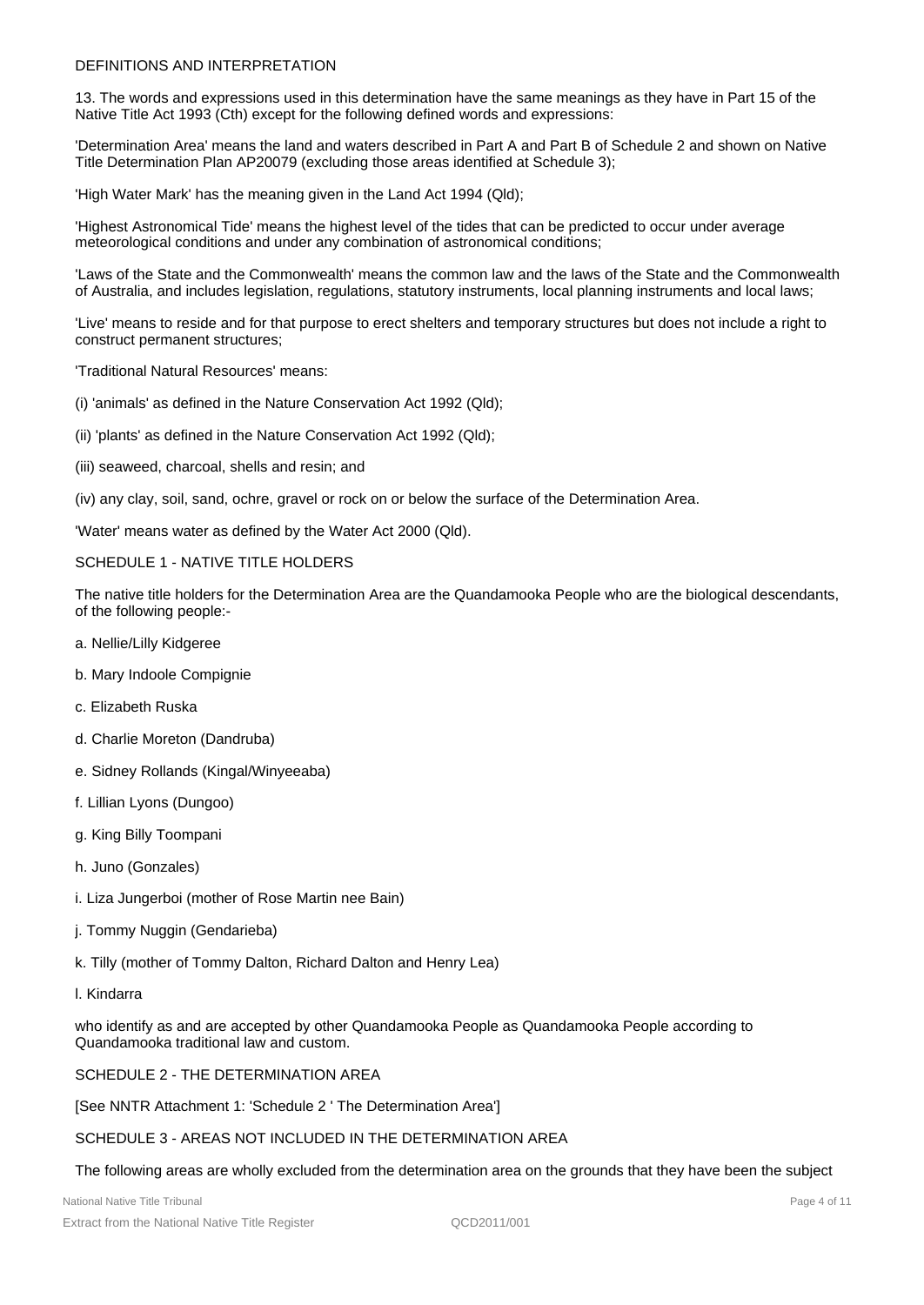## DEFINITIONS AND INTERPRETATION

13. The words and expressions used in this determination have the same meanings as they have in Part 15 of the Native Title Act 1993 (Cth) except for the following defined words and expressions:

'Determination Area' means the land and waters described in Part A and Part B of Schedule 2 and shown on Native Title Determination Plan AP20079 (excluding those areas identified at Schedule 3);

'High Water Mark' has the meaning given in the Land Act 1994 (Qld);

'Highest Astronomical Tide' means the highest level of the tides that can be predicted to occur under average meteorological conditions and under any combination of astronomical conditions;

'Laws of the State and the Commonwealth' means the common law and the laws of the State and the Commonwealth of Australia, and includes legislation, regulations, statutory instruments, local planning instruments and local laws;

'Live' means to reside and for that purpose to erect shelters and temporary structures but does not include a right to construct permanent structures;

'Traditional Natural Resources' means:

(i) 'animals' as defined in the Nature Conservation Act 1992 (Qld);

(ii) 'plants' as defined in the Nature Conservation Act 1992 (Qld);

(iii) seaweed, charcoal, shells and resin; and

(iv) any clay, soil, sand, ochre, gravel or rock on or below the surface of the Determination Area.

'Water' means water as defined by the Water Act 2000 (Qld).

## SCHEDULE 1 - NATIVE TITLE HOLDERS

The native title holders for the Determination Area are the Quandamooka People who are the biological descendants, of the following people:-

a. Nellie/Lilly Kidgeree

b. Mary Indoole Compignie

c. Elizabeth Ruska

d. Charlie Moreton (Dandruba)

e. Sidney Rollands (Kingal/Winyeeaba)

f. Lillian Lyons (Dungoo)

g. King Billy Toompani

h. Juno (Gonzales)

i. Liza Jungerboi (mother of Rose Martin nee Bain)

j. Tommy Nuggin (Gendarieba)

k. Tilly (mother of Tommy Dalton, Richard Dalton and Henry Lea)

l. Kindarra

who identify as and are accepted by other Quandamooka People as Quandamooka People according to Quandamooka traditional law and custom.

## SCHEDULE 2 - THE DETERMINATION AREA

[See NNTR Attachment 1: 'Schedule 2 ' The Determination Area']

## SCHEDULE 3 - AREAS NOT INCLUDED IN THE DETERMINATION AREA

The following areas are wholly excluded from the determination area on the grounds that they have been the subject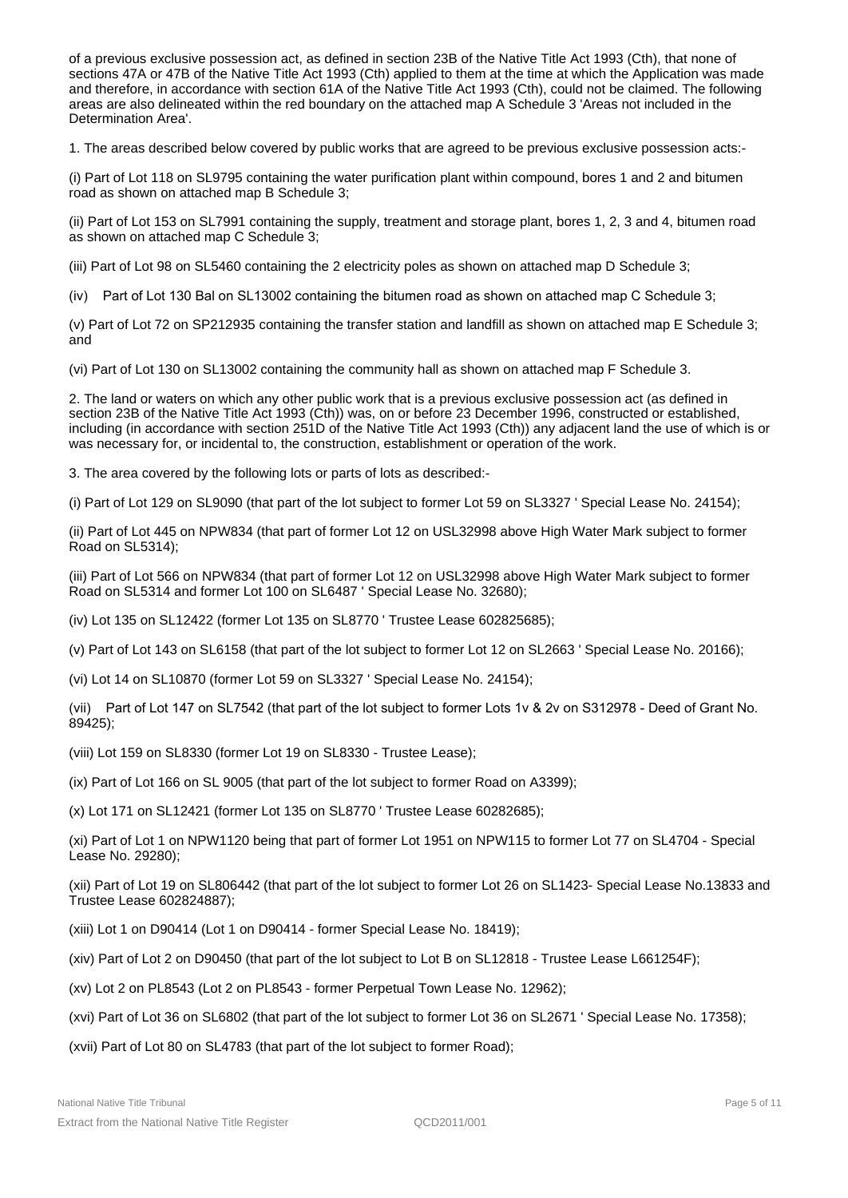of a previous exclusive possession act, as defined in section 23B of the Native Title Act 1993 (Cth), that none of sections 47A or 47B of the Native Title Act 1993 (Cth) applied to them at the time at which the Application was made and therefore, in accordance with section 61A of the Native Title Act 1993 (Cth), could not be claimed. The following areas are also delineated within the red boundary on the attached map A Schedule 3 'Areas not included in the Determination Area'.

1. The areas described below covered by public works that are agreed to be previous exclusive possession acts:-

(i) Part of Lot 118 on SL9795 containing the water purification plant within compound, bores 1 and 2 and bitumen road as shown on attached map B Schedule 3;

(ii) Part of Lot 153 on SL7991 containing the supply, treatment and storage plant, bores 1, 2, 3 and 4, bitumen road as shown on attached map C Schedule 3;

(iii) Part of Lot 98 on SL5460 containing the 2 electricity poles as shown on attached map D Schedule 3;

(iv) Part of Lot 130 Bal on SL13002 containing the bitumen road as shown on attached map C Schedule 3;

(v) Part of Lot 72 on SP212935 containing the transfer station and landfill as shown on attached map E Schedule 3; and

(vi) Part of Lot 130 on SL13002 containing the community hall as shown on attached map F Schedule 3.

2. The land or waters on which any other public work that is a previous exclusive possession act (as defined in section 23B of the Native Title Act 1993 (Cth)) was, on or before 23 December 1996, constructed or established, including (in accordance with section 251D of the Native Title Act 1993 (Cth)) any adjacent land the use of which is or was necessary for, or incidental to, the construction, establishment or operation of the work.

3. The area covered by the following lots or parts of lots as described:-

(i) Part of Lot 129 on SL9090 (that part of the lot subject to former Lot 59 on SL3327 ' Special Lease No. 24154);

(ii) Part of Lot 445 on NPW834 (that part of former Lot 12 on USL32998 above High Water Mark subject to former Road on SL5314);

(iii) Part of Lot 566 on NPW834 (that part of former Lot 12 on USL32998 above High Water Mark subject to former Road on SL5314 and former Lot 100 on SL6487 ' Special Lease No. 32680);

(iv) Lot 135 on SL12422 (former Lot 135 on SL8770 ' Trustee Lease 602825685);

(v) Part of Lot 143 on SL6158 (that part of the lot subject to former Lot 12 on SL2663 ' Special Lease No. 20166);

(vi) Lot 14 on SL10870 (former Lot 59 on SL3327 ' Special Lease No. 24154);

(vii) Part of Lot 147 on SL7542 (that part of the lot subject to former Lots 1v & 2v on S312978 - Deed of Grant No. 89425);

(viii) Lot 159 on SL8330 (former Lot 19 on SL8330 - Trustee Lease);

(ix) Part of Lot 166 on SL 9005 (that part of the lot subject to former Road on A3399);

(x) Lot 171 on SL12421 (former Lot 135 on SL8770 ' Trustee Lease 60282685);

(xi) Part of Lot 1 on NPW1120 being that part of former Lot 1951 on NPW115 to former Lot 77 on SL4704 - Special Lease No. 29280);

(xii) Part of Lot 19 on SL806442 (that part of the lot subject to former Lot 26 on SL1423- Special Lease No.13833 and Trustee Lease 602824887);

(xiii) Lot 1 on D90414 (Lot 1 on D90414 - former Special Lease No. 18419);

(xiv) Part of Lot 2 on D90450 (that part of the lot subject to Lot B on SL12818 - Trustee Lease L661254F);

(xv) Lot 2 on PL8543 (Lot 2 on PL8543 - former Perpetual Town Lease No. 12962);

(xvi) Part of Lot 36 on SL6802 (that part of the lot subject to former Lot 36 on SL2671 ' Special Lease No. 17358);

(xvii) Part of Lot 80 on SL4783 (that part of the lot subject to former Road);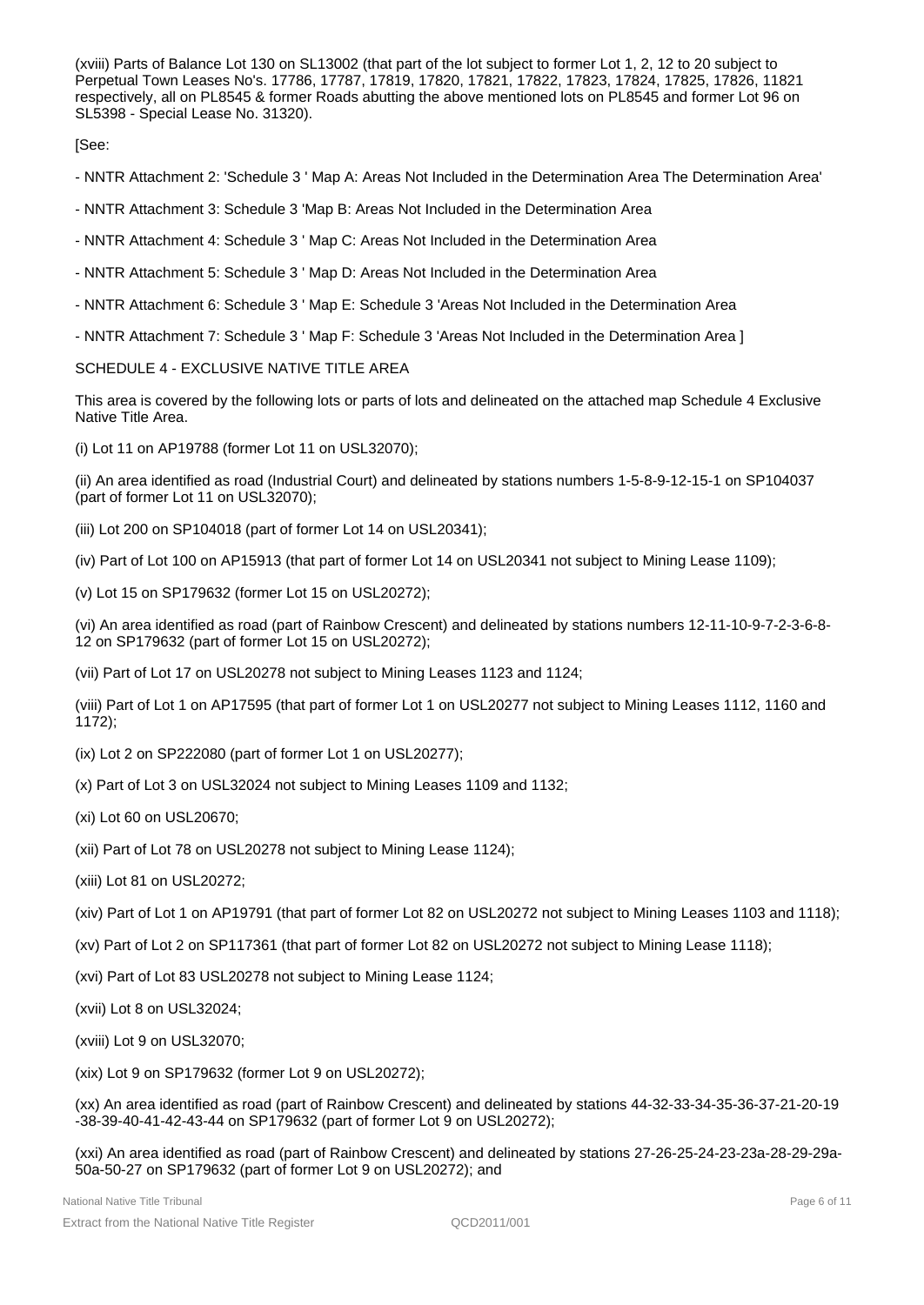(xviii) Parts of Balance Lot 130 on SL13002 (that part of the lot subject to former Lot 1, 2, 12 to 20 subject to Perpetual Town Leases No's. 17786, 17787, 17819, 17820, 17821, 17822, 17823, 17824, 17825, 17826, 11821 respectively, all on PL8545 & former Roads abutting the above mentioned lots on PL8545 and former Lot 96 on SL5398 - Special Lease No. 31320).

[See:

- NNTR Attachment 2: 'Schedule 3 ' Map A: Areas Not Included in the Determination Area The Determination Area'

- NNTR Attachment 3: Schedule 3 'Map B: Areas Not Included in the Determination Area

- NNTR Attachment 4: Schedule 3 ' Map C: Areas Not Included in the Determination Area

- NNTR Attachment 5: Schedule 3 ' Map D: Areas Not Included in the Determination Area

- NNTR Attachment 6: Schedule 3 ' Map E: Schedule 3 'Areas Not Included in the Determination Area

- NNTR Attachment 7: Schedule 3 ' Map F: Schedule 3 'Areas Not Included in the Determination Area ]

SCHEDULE 4 - EXCLUSIVE NATIVE TITLE AREA

This area is covered by the following lots or parts of lots and delineated on the attached map Schedule 4 Exclusive Native Title Area.

(i) Lot 11 on AP19788 (former Lot 11 on USL32070);

(ii) An area identified as road (Industrial Court) and delineated by stations numbers 1-5-8-9-12-15-1 on SP104037 (part of former Lot 11 on USL32070);

(iii) Lot 200 on SP104018 (part of former Lot 14 on USL20341);

(iv) Part of Lot 100 on AP15913 (that part of former Lot 14 on USL20341 not subject to Mining Lease 1109);

(v) Lot 15 on SP179632 (former Lot 15 on USL20272);

(vi) An area identified as road (part of Rainbow Crescent) and delineated by stations numbers 12-11-10-9-7-2-3-6-8-12 on SP179632 (part of former Lot 15 on USL20272);

(vii) Part of Lot 17 on USL20278 not subject to Mining Leases 1123 and 1124;

(viii) Part of Lot 1 on AP17595 (that part of former Lot 1 on USL20277 not subject to Mining Leases 1112, 1160 and 1172);

(ix) Lot 2 on SP222080 (part of former Lot 1 on USL20277);

(x) Part of Lot 3 on USL32024 not subject to Mining Leases 1109 and 1132;

(xi) Lot 60 on USL20670;

(xii) Part of Lot 78 on USL20278 not subject to Mining Lease 1124);

(xiii) Lot 81 on USL20272;

(xiv) Part of Lot 1 on AP19791 (that part of former Lot 82 on USL20272 not subject to Mining Leases 1103 and 1118);

(xv) Part of Lot 2 on SP117361 (that part of former Lot 82 on USL20272 not subject to Mining Lease 1118);

(xvi) Part of Lot 83 USL20278 not subject to Mining Lease 1124;

(xvii) Lot 8 on USL32024;

(xviii) Lot 9 on USL32070;

(xix) Lot 9 on SP179632 (former Lot 9 on USL20272);

(xx) An area identified as road (part of Rainbow Crescent) and delineated by stations 44-32-33-34-35-36-37-21-20-19-38-39-40-41-42-43-44 on SP179632 (part of former Lot 9 on USL20272);

(xxi) An area identified as road (part of Rainbow Crescent) and delineated by stations 27-26-25-24-23-23a-28-29-29a-50a-50-27 on SP179632 (part of former Lot 9 on USL20272); and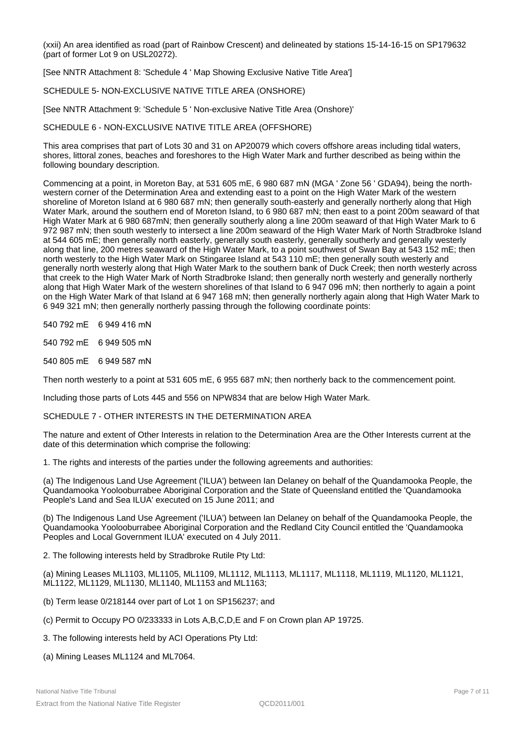(xxii) An area identified as road (part of Rainbow Crescent) and delineated by stations 15-14-16-15 on SP179632 (part of former Lot 9 on USL20272).

[See NNTR Attachment 8: 'Schedule 4 ' Map Showing Exclusive Native Title Area']

SCHEDULE 5- NON-EXCLUSIVE NATIVE TITLE AREA (ONSHORE)

[See NNTR Attachment 9: 'Schedule 5 ' Non-exclusive Native Title Area (Onshore)'

SCHEDULE 6 - NON-EXCLUSIVE NATIVE TITLE AREA (OFFSHORE)

This area comprises that part of Lots 30 and 31 on AP20079 which covers offshore areas including tidal waters, shores, littoral zones, beaches and foreshores to the High Water Mark and further described as being within the following boundary description.

Commencing at a point, in Moreton Bay, at 531 605 mE, 6 980 687 mN (MGA ' Zone 56 ' GDA94), being the north-western corner of the Determination Area and extending east to a point on the High Water Mark of the western shoreline of Moreton Island at 6 980 687 mN; then generally south-easterly and generally northerly along that High Water Mark, around the southern end of Moreton Island, to 6 980 687 mN; then east to a point 200m seaward of that High Water Mark at 6 980 687mN; then generally southerly along a line 200m seaward of that High Water Mark to 6 972 987 mN; then south westerly to intersect a line 200m seaward of the High Water Mark of North Stradbroke Island at 544 605 mE; then generally north easterly, generally south easterly, generally southerly and generally westerly along that line, 200 metres seaward of the High Water Mark, to a point southwest of Swan Bay at 543 152 mE; then north westerly to the High Water Mark on Stingaree Island at 543 110 mE; then generally south westerly and generally north westerly along that High Water Mark to the southern bank of Duck Creek; then north westerly across that creek to the High Water Mark of North Stradbroke Island; then generally north westerly and generally northerly along that High Water Mark of the western shorelines of that Island to 6 947 096 mN; then northerly to again a point on the High Water Mark of that Island at 6 947 168 mN; then generally northerly again along that High Water Mark to 6 949 321 mN; then generally northerly passing through the following coordinate points:

540 792 mE 6 949 416 mN

540 792 mE 6 949 505 mN

540 805 mE 6 949 587 mN

Then north westerly to a point at 531 605 mE, 6 955 687 mN; then northerly back to the commencement point.

Including those parts of Lots 445 and 556 on NPW834 that are below High Water Mark.

SCHEDULE 7 - OTHER INTERESTS IN THE DETERMINATION AREA

The nature and extent of Other Interests in relation to the Determination Area are the Other Interests current at the date of this determination which comprise the following:

1. The rights and interests of the parties under the following agreements and authorities:

(a) The Indigenous Land Use Agreement ('ILUA') between Ian Delaney on behalf of the Quandamooka People, the Quandamooka Yoolooburrabee Aboriginal Corporation and the State of Queensland entitled the 'Quandamooka People's Land and Sea ILUA' executed on 15 June 2011; and

(b) The Indigenous Land Use Agreement ('ILUA') between Ian Delaney on behalf of the Quandamooka People, the Quandamooka Yoolooburrabee Aboriginal Corporation and the Redland City Council entitled the 'Quandamooka Peoples and Local Government ILUA' executed on 4 July 2011.

2. The following interests held by Stradbroke Rutile Pty Ltd:

(a) Mining Leases ML1103, ML1105, ML1109, ML1112, ML1113, ML1117, ML1118, ML1119, ML1120, ML1121, ML1122, ML1129, ML1130, ML1140, ML1153 and ML1163;

(b) Term lease 0/218144 over part of Lot 1 on SP156237; and

(c) Permit to Occupy PO 0/233333 in Lots A,B,C,D,E and F on Crown plan AP 19725.

3. The following interests held by ACI Operations Pty Ltd:

(a) Mining Leases ML1124 and ML7064.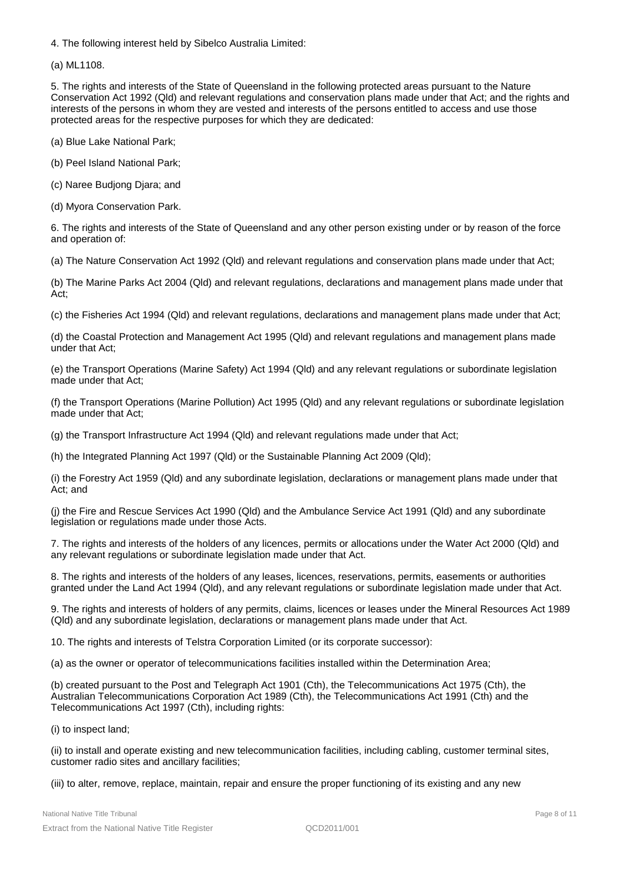4. The following interest held by Sibelco Australia Limited:

(a) ML1108.

5. The rights and interests of the State of Queensland in the following protected areas pursuant to the Nature Conservation Act 1992 (Qld) and relevant regulations and conservation plans made under that Act; and the rights and interests of the persons in whom they are vested and interests of the persons entitled to access and use those protected areas for the respective purposes for which they are dedicated:

(a) Blue Lake National Park;

(b) Peel Island National Park;

(c) Naree Budjong Djara; and

(d) Myora Conservation Park.

6. The rights and interests of the State of Queensland and any other person existing under or by reason of the force and operation of:

(a) The Nature Conservation Act 1992 (Qld) and relevant regulations and conservation plans made under that Act;

(b) The Marine Parks Act 2004 (Qld) and relevant regulations, declarations and management plans made under that Act;

(c) the Fisheries Act 1994 (Qld) and relevant regulations, declarations and management plans made under that Act;

(d) the Coastal Protection and Management Act 1995 (Qld) and relevant regulations and management plans made under that Act;

(e) the Transport Operations (Marine Safety) Act 1994 (Qld) and any relevant regulations or subordinate legislation made under that Act;

(f) the Transport Operations (Marine Pollution) Act 1995 (Qld) and any relevant regulations or subordinate legislation made under that Act;

(g) the Transport Infrastructure Act 1994 (Qld) and relevant regulations made under that Act;

(h) the Integrated Planning Act 1997 (Qld) or the Sustainable Planning Act 2009 (Qld);

(i) the Forestry Act 1959 (Qld) and any subordinate legislation, declarations or management plans made under that Act; and

(j) the Fire and Rescue Services Act 1990 (Qld) and the Ambulance Service Act 1991 (Qld) and any subordinate legislation or regulations made under those Acts.

7. The rights and interests of the holders of any licences, permits or allocations under the Water Act 2000 (Qld) and any relevant regulations or subordinate legislation made under that Act.

8. The rights and interests of the holders of any leases, licences, reservations, permits, easements or authorities granted under the Land Act 1994 (Qld), and any relevant regulations or subordinate legislation made under that Act.

9. The rights and interests of holders of any permits, claims, licences or leases under the Mineral Resources Act 1989 (Qld) and any subordinate legislation, declarations or management plans made under that Act.

10. The rights and interests of Telstra Corporation Limited (or its corporate successor):

(a) as the owner or operator of telecommunications facilities installed within the Determination Area;

(b) created pursuant to the Post and Telegraph Act 1901 (Cth), the Telecommunications Act 1975 (Cth), the Australian Telecommunications Corporation Act 1989 (Cth), the Telecommunications Act 1991 (Cth) and the Telecommunications Act 1997 (Cth), including rights:

(i) to inspect land;

(ii) to install and operate existing and new telecommunication facilities, including cabling, customer terminal sites, customer radio sites and ancillary facilities;

(iii) to alter, remove, replace, maintain, repair and ensure the proper functioning of its existing and any new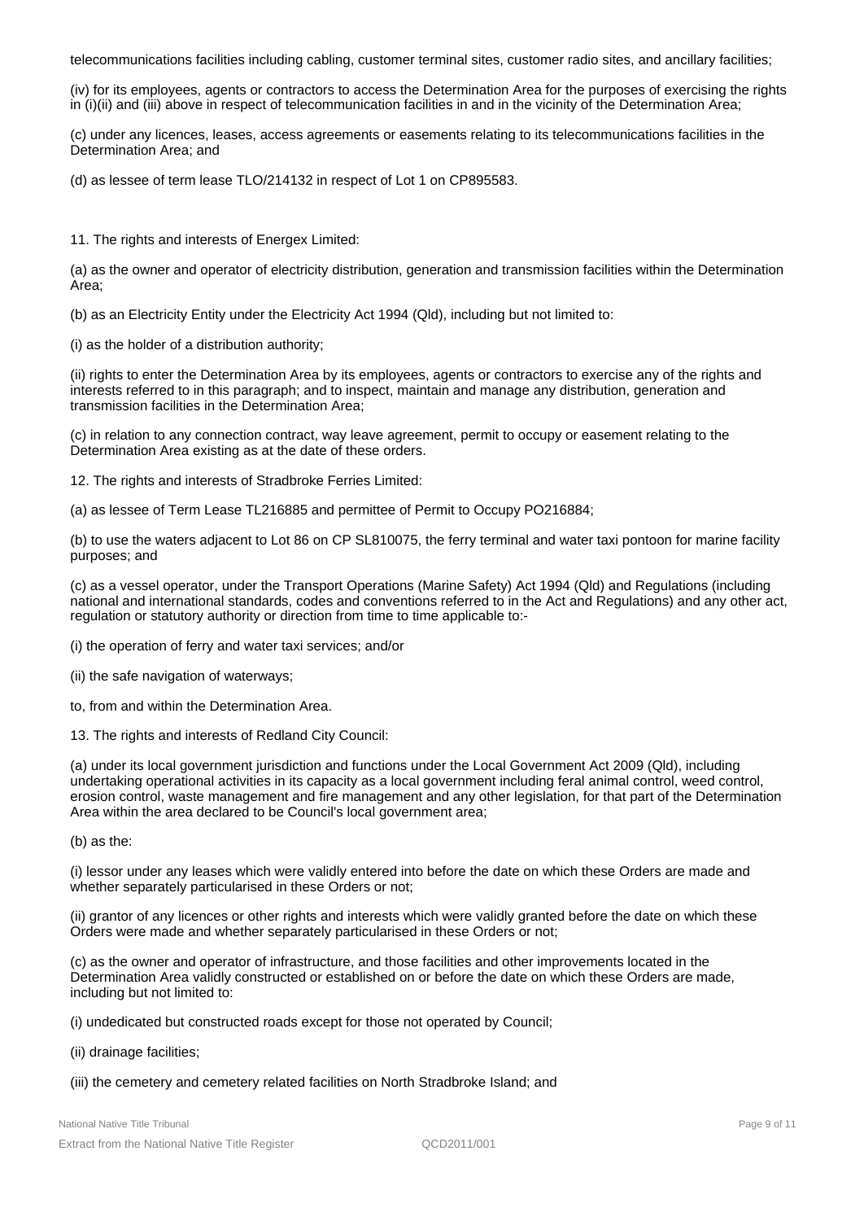telecommunications facilities including cabling, customer terminal sites, customer radio sites, and ancillary facilities;

(iv) for its employees, agents or contractors to access the Determination Area for the purposes of exercising the rights in (i)(ii) and (iii) above in respect of telecommunication facilities in and in the vicinity of the Determination Area;

(c) under any licences, leases, access agreements or easements relating to its telecommunications facilities in the Determination Area; and

(d) as lessee of term lease TLO/214132 in respect of Lot 1 on CP895583.

11. The rights and interests of Energex Limited:

(a) as the owner and operator of electricity distribution, generation and transmission facilities within the Determination Area;

(b) as an Electricity Entity under the Electricity Act 1994 (Qld), including but not limited to:

(i) as the holder of a distribution authority;

(ii) rights to enter the Determination Area by its employees, agents or contractors to exercise any of the rights and interests referred to in this paragraph; and to inspect, maintain and manage any distribution, generation and transmission facilities in the Determination Area;

(c) in relation to any connection contract, way leave agreement, permit to occupy or easement relating to the Determination Area existing as at the date of these orders.

12. The rights and interests of Stradbroke Ferries Limited:

(a) as lessee of Term Lease TL216885 and permittee of Permit to Occupy PO216884;

(b) to use the waters adjacent to Lot 86 on CP SL810075, the ferry terminal and water taxi pontoon for marine facility purposes; and

(c) as a vessel operator, under the Transport Operations (Marine Safety) Act 1994 (Qld) and Regulations (including national and international standards, codes and conventions referred to in the Act and Regulations) and any other act, regulation or statutory authority or direction from time to time applicable to:-

(i) the operation of ferry and water taxi services; and/or

(ii) the safe navigation of waterways;

to, from and within the Determination Area.

13. The rights and interests of Redland City Council:

(a) under its local government jurisdiction and functions under the Local Government Act 2009 (Qld), including undertaking operational activities in its capacity as a local government including feral animal control, weed control, erosion control, waste management and fire management and any other legislation, for that part of the Determination Area within the area declared to be Council's local government area;

(b) as the:

(i) lessor under any leases which were validly entered into before the date on which these Orders are made and whether separately particularised in these Orders or not;

(ii) grantor of any licences or other rights and interests which were validly granted before the date on which these Orders were made and whether separately particularised in these Orders or not;

(c) as the owner and operator of infrastructure, and those facilities and other improvements located in the Determination Area validly constructed or established on or before the date on which these Orders are made, including but not limited to:

(i) undedicated but constructed roads except for those not operated by Council;

(ii) drainage facilities;

(iii) the cemetery and cemetery related facilities on North Stradbroke Island; and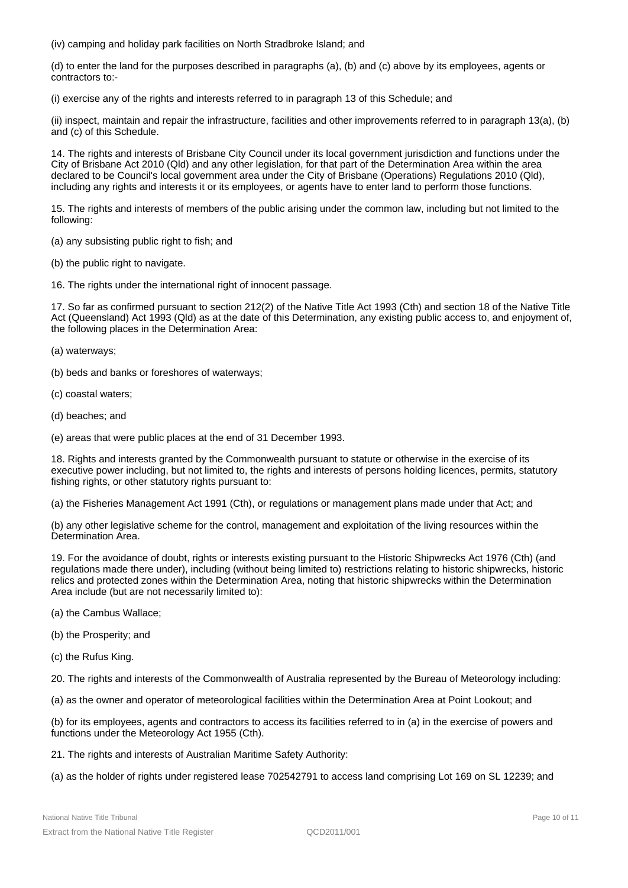(iv) camping and holiday park facilities on North Stradbroke Island; and

(d) to enter the land for the purposes described in paragraphs (a), (b) and (c) above by its employees, agents or contractors to:-

(i) exercise any of the rights and interests referred to in paragraph 13 of this Schedule; and

(ii) inspect, maintain and repair the infrastructure, facilities and other improvements referred to in paragraph 13(a), (b) and (c) of this Schedule.

14. The rights and interests of Brisbane City Council under its local government jurisdiction and functions under the City of Brisbane Act 2010 (Qld) and any other legislation, for that part of the Determination Area within the area declared to be Council's local government area under the City of Brisbane (Operations) Regulations 2010 (Qld), including any rights and interests it or its employees, or agents have to enter land to perform those functions.

15. The rights and interests of members of the public arising under the common law, including but not limited to the following:

(a) any subsisting public right to fish; and

(b) the public right to navigate.

16. The rights under the international right of innocent passage.

17. So far as confirmed pursuant to section 212(2) of the Native Title Act 1993 (Cth) and section 18 of the Native Title Act (Queensland) Act 1993 (Qld) as at the date of this Determination, any existing public access to, and enjoyment of, the following places in the Determination Area:

(a) waterways;

(b) beds and banks or foreshores of waterways;

(c) coastal waters;

(d) beaches; and

(e) areas that were public places at the end of 31 December 1993.

18. Rights and interests granted by the Commonwealth pursuant to statute or otherwise in the exercise of its executive power including, but not limited to, the rights and interests of persons holding licences, permits, statutory fishing rights, or other statutory rights pursuant to:

(a) the Fisheries Management Act 1991 (Cth), or regulations or management plans made under that Act; and

(b) any other legislative scheme for the control, management and exploitation of the living resources within the Determination Area.

19. For the avoidance of doubt, rights or interests existing pursuant to the Historic Shipwrecks Act 1976 (Cth) (and regulations made there under), including (without being limited to) restrictions relating to historic shipwrecks, historic relics and protected zones within the Determination Area, noting that historic shipwrecks within the Determination Area include (but are not necessarily limited to):

(a) the Cambus Wallace;

(b) the Prosperity; and

(c) the Rufus King.

20. The rights and interests of the Commonwealth of Australia represented by the Bureau of Meteorology including:

(a) as the owner and operator of meteorological facilities within the Determination Area at Point Lookout; and

(b) for its employees, agents and contractors to access its facilities referred to in (a) in the exercise of powers and functions under the Meteorology Act 1955 (Cth).

21. The rights and interests of Australian Maritime Safety Authority:

(a) as the holder of rights under registered lease 702542791 to access land comprising Lot 169 on SL 12239; and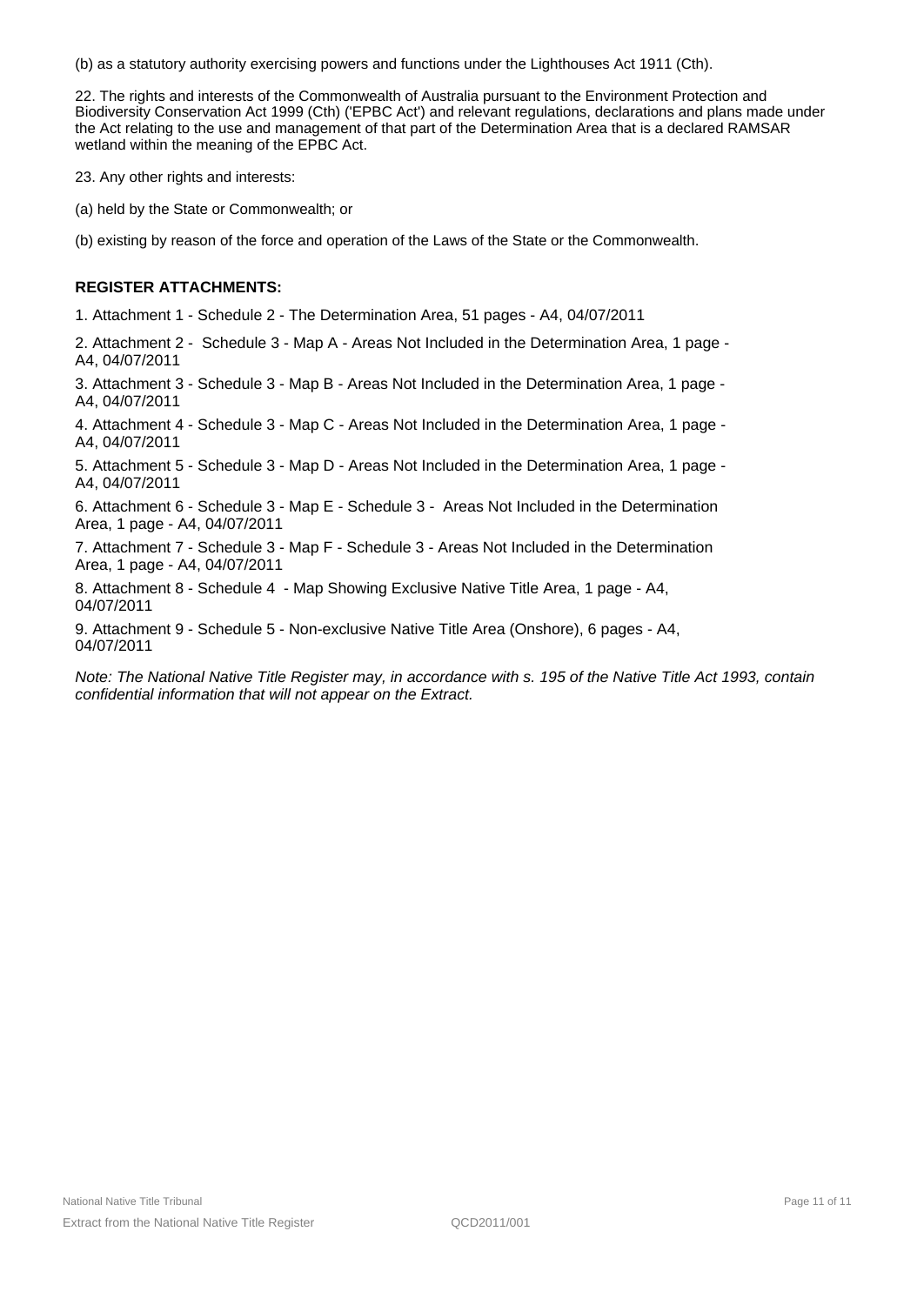(b) as a statutory authority exercising powers and functions under the Lighthouses Act 1911 (Cth).

22. The rights and interests of the Commonwealth of Australia pursuant to the Environment Protection and Biodiversity Conservation Act 1999 (Cth) ('EPBC Act') and relevant regulations, declarations and plans made under the Act relating to the use and management of that part of the Determination Area that is a declared RAMSAR wetland within the meaning of the EPBC Act.

23. Any other rights and interests:

(a) held by the State or Commonwealth; or

(b) existing by reason of the force and operation of the Laws of the State or the Commonwealth.

**REGISTER ATTACHMENTS:**

1. Attachment 1 - Schedule 2 - The Determination Area, 51 pages - A4, 04/07/2011

2. Attachment 2 - Schedule 3 - Map A - Areas Not Included in the Determination Area, 1 page - A4, 04/07/2011

3. Attachment 3 - Schedule 3 - Map B - Areas Not Included in the Determination Area, 1 page - A4, 04/07/2011

4. Attachment 4 - Schedule 3 - Map C - Areas Not Included in the Determination Area, 1 page - A4, 04/07/2011

5. Attachment 5 - Schedule 3 - Map D - Areas Not Included in the Determination Area, 1 page - A4, 04/07/2011

6. Attachment 6 - Schedule 3 - Map E - Schedule 3 - Areas Not Included in the Determination Area, 1 page - A4, 04/07/2011

7. Attachment 7 - Schedule 3 - Map F - Schedule 3 - Areas Not Included in the Determination Area, 1 page - A4, 04/07/2011

8. Attachment 8 - Schedule 4 - Map Showing Exclusive Native Title Area, 1 page - A4, 04/07/2011

9. Attachment 9 - Schedule 5 - Non-exclusive Native Title Area (Onshore), 6 pages - A4, 04/07/2011

*Note: The National Native Title Register may, in accordance with s. 195 of the Native Title Act 1993, contain confidential information that will not appear on the Extract.*